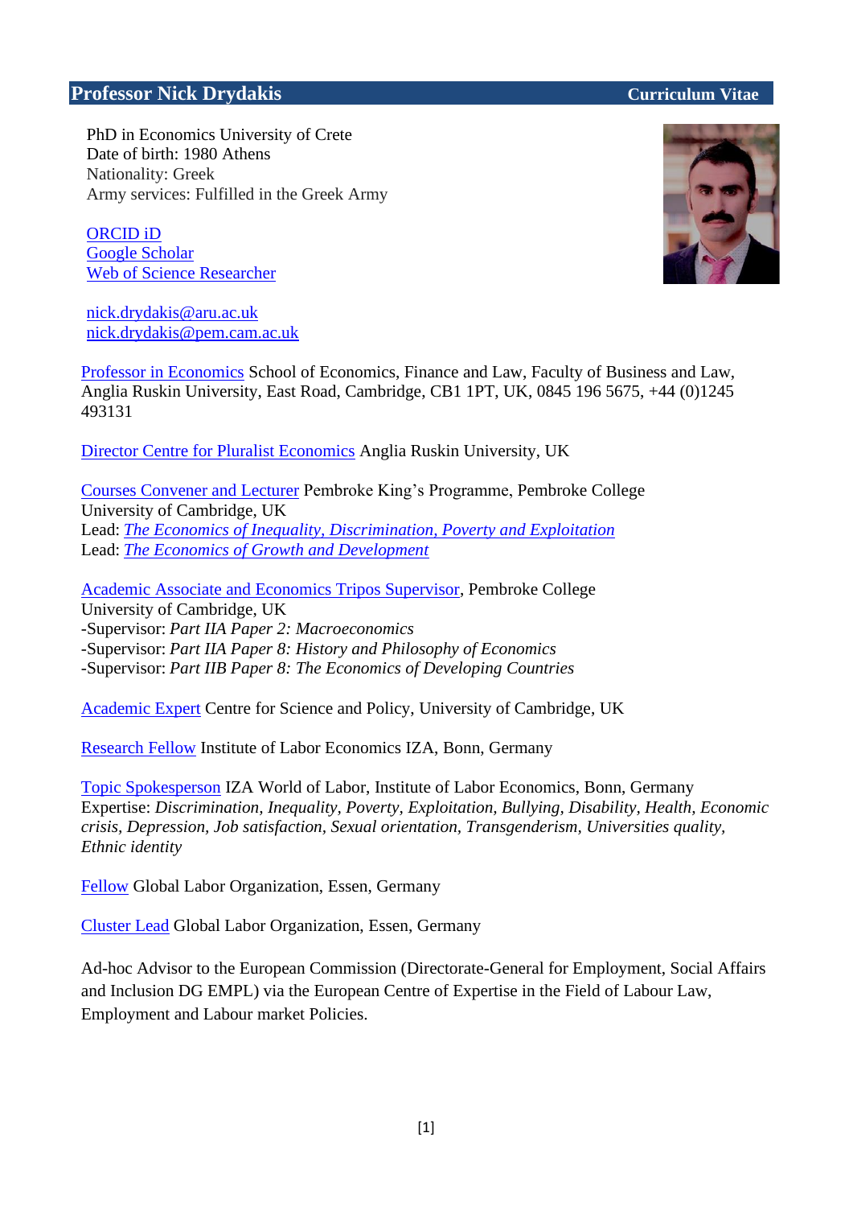# Professor Nick Drydakis — Curriculum Vitae

PhD in Economics University of Crete
Date of birth: 1980 Athens
Nationality: Greek
Army services: Fulfilled in the Greek Army

ORCID iD
Google Scholar
Web of Science Researcher

nick.drydakis@aru.ac.uk
nick.drydakis@pem.cam.ac.uk

Professor in Economics School of Economics, Finance and Law, Faculty of Business and Law, Anglia Ruskin University, East Road, Cambridge, CB1 1PT, UK, 0845 196 5675, +44 (0)1245 493131

Director Centre for Pluralist Economics Anglia Ruskin University, UK

Courses Convener and Lecturer Pembroke King's Programme, Pembroke College University of Cambridge, UK
Lead: *The Economics of Inequality, Discrimination, Poverty and Exploitation*
Lead: *The Economics of Growth and Development*

Academic Associate and Economics Tripos Supervisor, Pembroke College University of Cambridge, UK
-Supervisor: *Part IIA Paper 2: Macroeconomics*
-Supervisor: *Part IIA Paper 8: History and Philosophy of Economics*
-Supervisor: *Part IIB Paper 8: The Economics of Developing Countries*

Academic Expert Centre for Science and Policy, University of Cambridge, UK

Research Fellow Institute of Labor Economics IZA, Bonn, Germany

Topic Spokesperson IZA World of Labor, Institute of Labor Economics, Bonn, Germany
Expertise: *Discrimination, Inequality, Poverty, Exploitation, Bullying, Disability, Health, Economic crisis, Depression, Job satisfaction, Sexual orientation, Transgenderism, Universities quality, Ethnic identity*

Fellow Global Labor Organization, Essen, Germany

Cluster Lead Global Labor Organization, Essen, Germany

Ad-hoc Advisor to the European Commission (Directorate-General for Employment, Social Affairs and Inclusion DG EMPL) via the European Centre of Expertise in the Field of Labour Law, Employment and Labour market Policies.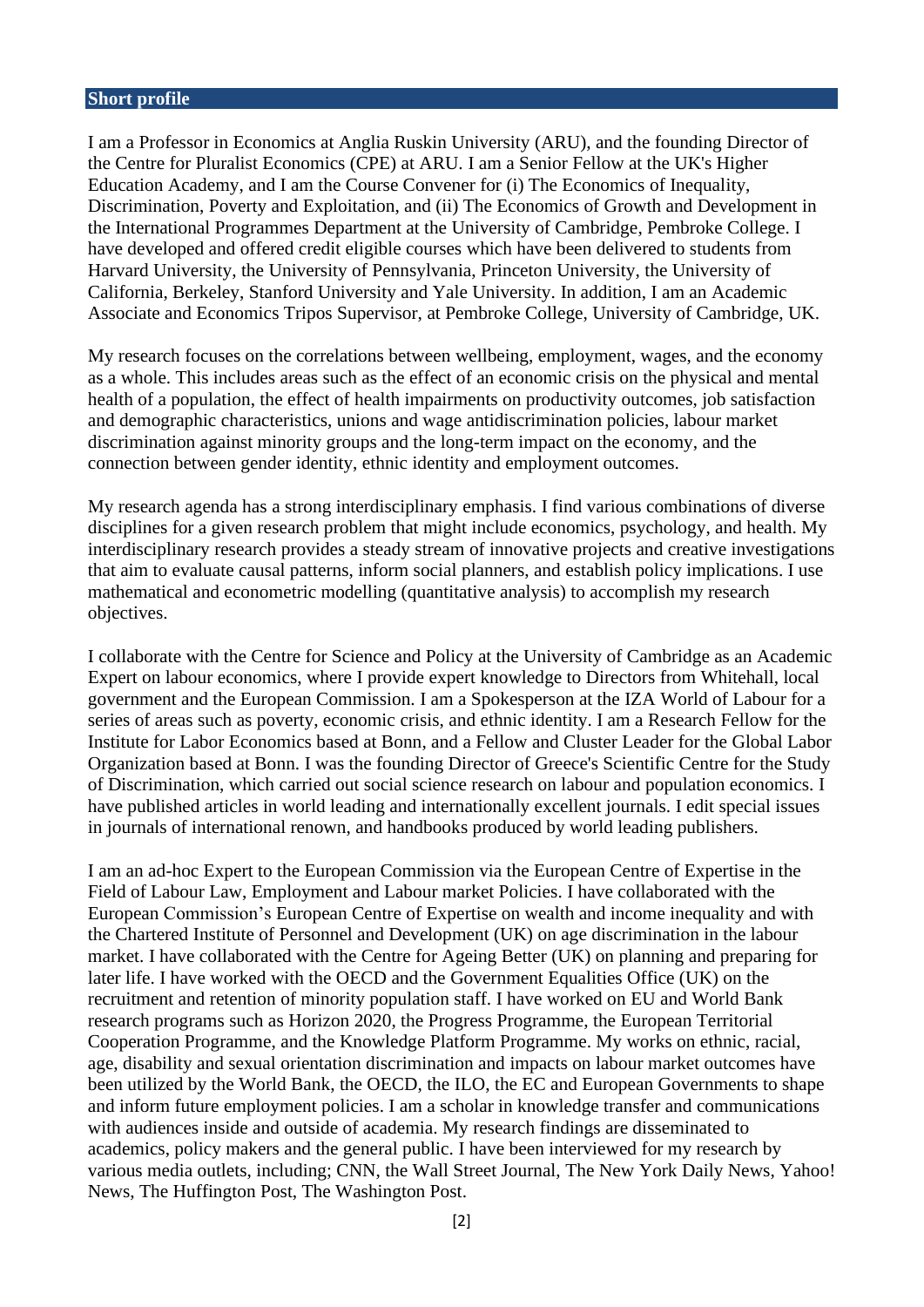## Short profile

I am a Professor in Economics at Anglia Ruskin University (ARU), and the founding Director of the Centre for Pluralist Economics (CPE) at ARU. I am a Senior Fellow at the UK's Higher Education Academy, and I am the Course Convener for (i) The Economics of Inequality, Discrimination, Poverty and Exploitation, and (ii) The Economics of Growth and Development in the International Programmes Department at the University of Cambridge, Pembroke College. I have developed and offered credit eligible courses which have been delivered to students from Harvard University, the University of Pennsylvania, Princeton University, the University of California, Berkeley, Stanford University and Yale University. In addition, I am an Academic Associate and Economics Tripos Supervisor, at Pembroke College, University of Cambridge, UK.

My research focuses on the correlations between wellbeing, employment, wages, and the economy as a whole. This includes areas such as the effect of an economic crisis on the physical and mental health of a population, the effect of health impairments on productivity outcomes, job satisfaction and demographic characteristics, unions and wage antidiscrimination policies, labour market discrimination against minority groups and the long-term impact on the economy, and the connection between gender identity, ethnic identity and employment outcomes.

My research agenda has a strong interdisciplinary emphasis. I find various combinations of diverse disciplines for a given research problem that might include economics, psychology, and health. My interdisciplinary research provides a steady stream of innovative projects and creative investigations that aim to evaluate causal patterns, inform social planners, and establish policy implications. I use mathematical and econometric modelling (quantitative analysis) to accomplish my research objectives.

I collaborate with the Centre for Science and Policy at the University of Cambridge as an Academic Expert on labour economics, where I provide expert knowledge to Directors from Whitehall, local government and the European Commission. I am a Spokesperson at the IZA World of Labour for a series of areas such as poverty, economic crisis, and ethnic identity. I am a Research Fellow for the Institute for Labor Economics based at Bonn, and a Fellow and Cluster Leader for the Global Labor Organization based at Bonn. I was the founding Director of Greece's Scientific Centre for the Study of Discrimination, which carried out social science research on labour and population economics. I have published articles in world leading and internationally excellent journals. I edit special issues in journals of international renown, and handbooks produced by world leading publishers.

I am an ad-hoc Expert to the European Commission via the European Centre of Expertise in the Field of Labour Law, Employment and Labour market Policies. I have collaborated with the European Commission's European Centre of Expertise on wealth and income inequality and with the Chartered Institute of Personnel and Development (UK) on age discrimination in the labour market. I have collaborated with the Centre for Ageing Better (UK) on planning and preparing for later life. I have worked with the OECD and the Government Equalities Office (UK) on the recruitment and retention of minority population staff. I have worked on EU and World Bank research programs such as Horizon 2020, the Progress Programme, the European Territorial Cooperation Programme, and the Knowledge Platform Programme. My works on ethnic, racial, age, disability and sexual orientation discrimination and impacts on labour market outcomes have been utilized by the World Bank, the OECD, the ILO, the EC and European Governments to shape and inform future employment policies. I am a scholar in knowledge transfer and communications with audiences inside and outside of academia. My research findings are disseminated to academics, policy makers and the general public. I have been interviewed for my research by various media outlets, including; CNN, the Wall Street Journal, The New York Daily News, Yahoo! News, The Huffington Post, The Washington Post.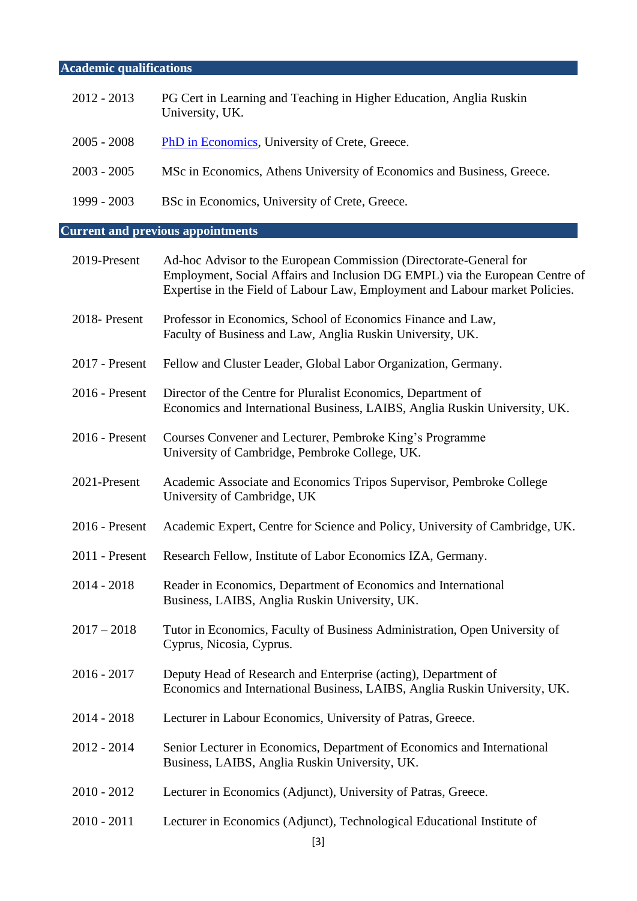## Academic qualifications

| | |
|---|---|
| 2012 - 2013 | PG Cert in Learning and Teaching in Higher Education, Anglia Ruskin University, UK. |
| 2005 - 2008 | PhD in Economics, University of Crete, Greece. |
| 2003 - 2005 | MSc in Economics, Athens University of Economics and Business, Greece. |
| 1999 - 2003 | BSc in Economics, University of Crete, Greece. |

## Current and previous appointments

| | |
|---|---|
| 2019-Present | Ad-hoc Advisor to the European Commission (Directorate-General for Employment, Social Affairs and Inclusion DG EMPL) via the European Centre of Expertise in the Field of Labour Law, Employment and Labour market Policies. |
| 2018- Present | Professor in Economics, School of Economics Finance and Law, Faculty of Business and Law, Anglia Ruskin University, UK. |
| 2017 - Present | Fellow and Cluster Leader, Global Labor Organization, Germany. |
| 2016 - Present | Director of the Centre for Pluralist Economics, Department of Economics and International Business, LAIBS, Anglia Ruskin University, UK. |
| 2016 - Present | Courses Convener and Lecturer, Pembroke King's Programme University of Cambridge, Pembroke College, UK. |
| 2021-Present | Academic Associate and Economics Tripos Supervisor, Pembroke College University of Cambridge, UK |
| 2016 - Present | Academic Expert, Centre for Science and Policy, University of Cambridge, UK. |
| 2011 - Present | Research Fellow, Institute of Labor Economics IZA, Germany. |
| 2014 - 2018 | Reader in Economics, Department of Economics and International Business, LAIBS, Anglia Ruskin University, UK. |
| 2017 – 2018 | Tutor in Economics, Faculty of Business Administration, Open University of Cyprus, Nicosia, Cyprus. |
| 2016 - 2017 | Deputy Head of Research and Enterprise (acting), Department of Economics and International Business, LAIBS, Anglia Ruskin University, UK. |
| 2014 - 2018 | Lecturer in Labour Economics, University of Patras, Greece. |
| 2012 - 2014 | Senior Lecturer in Economics, Department of Economics and International Business, LAIBS, Anglia Ruskin University, UK. |
| 2010 - 2012 | Lecturer in Economics (Adjunct), University of Patras, Greece. |
| 2010 - 2011 | Lecturer in Economics (Adjunct), Technological Educational Institute of |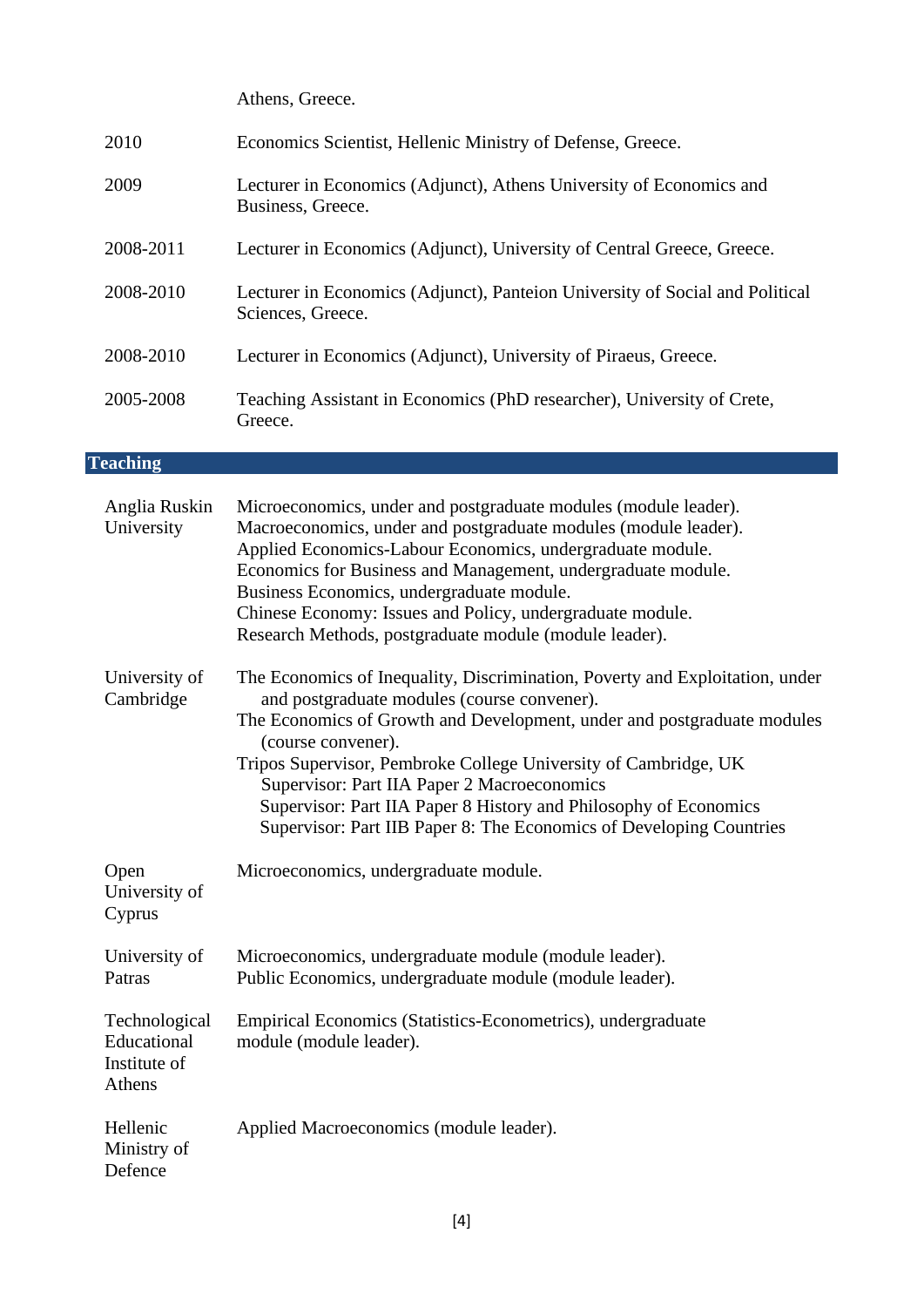| | |
|---|---|
| | Athens, Greece. |
| 2010 | Economics Scientist, Hellenic Ministry of Defense, Greece. |
| 2009 | Lecturer in Economics (Adjunct), Athens University of Economics and Business, Greece. |
| 2008-2011 | Lecturer in Economics (Adjunct), University of Central Greece, Greece. |
| 2008-2010 | Lecturer in Economics (Adjunct), Panteion University of Social and Political Sciences, Greece. |
| 2008-2010 | Lecturer in Economics (Adjunct), University of Piraeus, Greece. |
| 2005-2008 | Teaching Assistant in Economics (PhD researcher), University of Crete, Greece. |

## Teaching

**Anglia Ruskin University**

- Microeconomics, under and postgraduate modules (module leader).
- Macroeconomics, under and postgraduate modules (module leader).
- Applied Economics-Labour Economics, undergraduate module.
- Economics for Business and Management, undergraduate module.
- Business Economics, undergraduate module.
- Chinese Economy: Issues and Policy, undergraduate module.
- Research Methods, postgraduate module (module leader).

**University of Cambridge**

- The Economics of Inequality, Discrimination, Poverty and Exploitation, under and postgraduate modules (course convener).
- The Economics of Growth and Development, under and postgraduate modules (course convener).
- Tripos Supervisor, Pembroke College University of Cambridge, UK
  - Supervisor: Part IIA Paper 2 Macroeconomics
  - Supervisor: Part IIA Paper 8 History and Philosophy of Economics
  - Supervisor: Part IIB Paper 8: The Economics of Developing Countries

**Open University of Cyprus**

- Microeconomics, undergraduate module.

**University of Patras**

- Microeconomics, undergraduate module (module leader).
- Public Economics, undergraduate module (module leader).

**Technological Educational Institute of Athens**

- Empirical Economics (Statistics-Econometrics), undergraduate module (module leader).

**Hellenic Ministry of Defence**

- Applied Macroeconomics (module leader).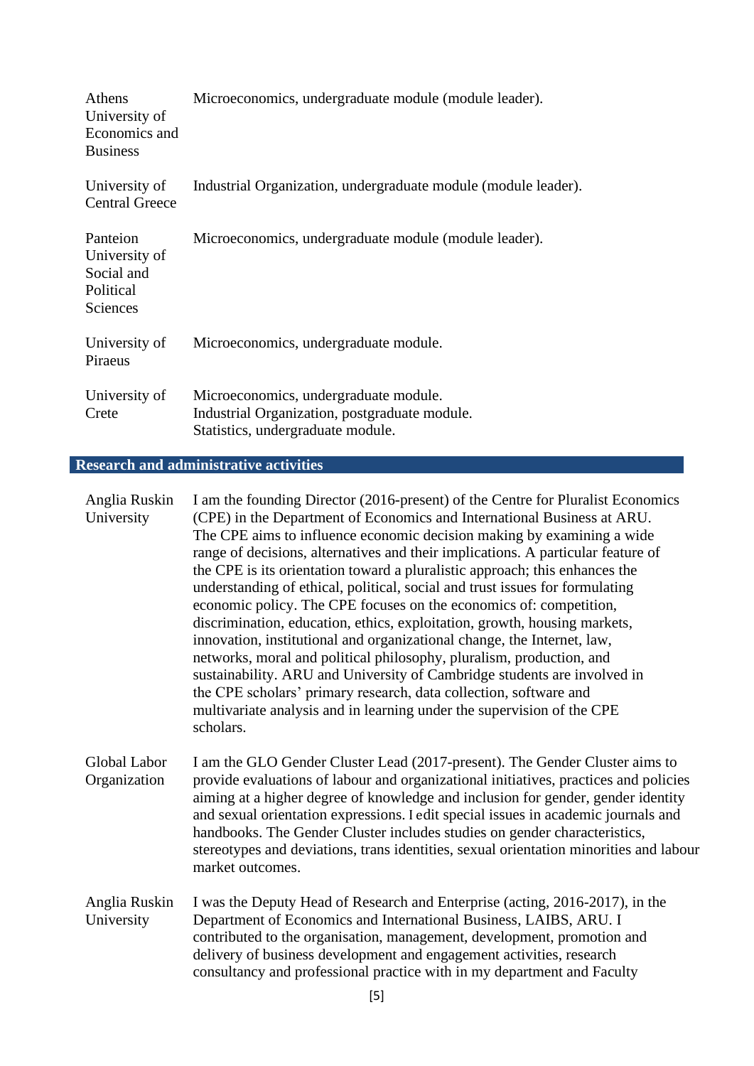| | |
|---|---|
| Athens University of Economics and Business | Microeconomics, undergraduate module (module leader). |
| University of Central Greece | Industrial Organization, undergraduate module (module leader). |
| Panteion University of Social and Political Sciences | Microeconomics, undergraduate module (module leader). |
| University of Piraeus | Microeconomics, undergraduate module. |
| University of Crete | Microeconomics, undergraduate module.<br>Industrial Organization, postgraduate module.<br>Statistics, undergraduate module. |

## Research and administrative activities

| | |
|---|---|
| Anglia Ruskin University | I am the founding Director (2016-present) of the Centre for Pluralist Economics (CPE) in the Department of Economics and International Business at ARU. The CPE aims to influence economic decision making by examining a wide range of decisions, alternatives and their implications. A particular feature of the CPE is its orientation toward a pluralistic approach; this enhances the understanding of ethical, political, social and trust issues for formulating economic policy. The CPE focuses on the economics of: competition, discrimination, education, ethics, exploitation, growth, housing markets, innovation, institutional and organizational change, the Internet, law, networks, moral and political philosophy, pluralism, production, and sustainability. ARU and University of Cambridge students are involved in the CPE scholars' primary research, data collection, software and multivariate analysis and in learning under the supervision of the CPE scholars. |
| Global Labor Organization | I am the GLO Gender Cluster Lead (2017-present). The Gender Cluster aims to provide evaluations of labour and organizational initiatives, practices and policies aiming at a higher degree of knowledge and inclusion for gender, gender identity and sexual orientation expressions. I edit special issues in academic journals and handbooks. The Gender Cluster includes studies on gender characteristics, stereotypes and deviations, trans identities, sexual orientation minorities and labour market outcomes. |
| Anglia Ruskin University | I was the Deputy Head of Research and Enterprise (acting, 2016-2017), in the Department of Economics and International Business, LAIBS, ARU. I contributed to the organisation, management, development, promotion and delivery of business development and engagement activities, research consultancy and professional practice with in my department and Faculty |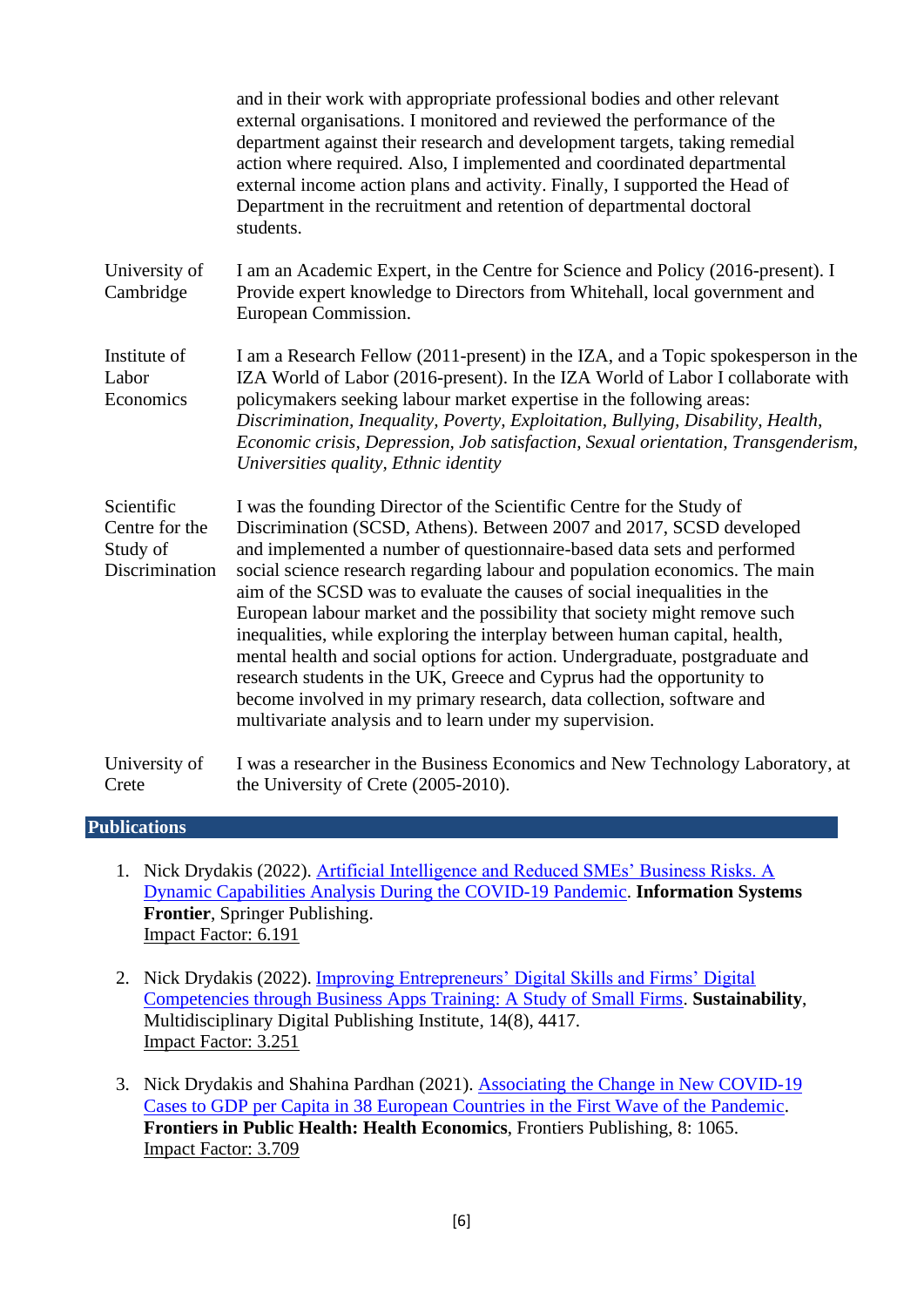and in their work with appropriate professional bodies and other relevant external organisations. I monitored and reviewed the performance of the department against their research and development targets, taking remedial action where required. Also, I implemented and coordinated departmental external income action plans and activity. Finally, I supported the Head of Department in the recruitment and retention of departmental doctoral students.

| | |
|---|---|
| University of Cambridge | I am an Academic Expert, in the Centre for Science and Policy (2016-present). I Provide expert knowledge to Directors from Whitehall, local government and European Commission. |
| Institute of Labor Economics | I am a Research Fellow (2011-present) in the IZA, and a Topic spokesperson in the IZA World of Labor (2016-present). In the IZA World of Labor I collaborate with policymakers seeking labour market expertise in the following areas: *Discrimination, Inequality, Poverty, Exploitation, Bullying, Disability, Health, Economic crisis, Depression, Job satisfaction, Sexual orientation, Transgenderism, Universities quality, Ethnic identity* |
| Scientific Centre for the Study of Discrimination | I was the founding Director of the Scientific Centre for the Study of Discrimination (SCSD, Athens). Between 2007 and 2017, SCSD developed and implemented a number of questionnaire-based data sets and performed social science research regarding labour and population economics. The main aim of the SCSD was to evaluate the causes of social inequalities in the European labour market and the possibility that society might remove such inequalities, while exploring the interplay between human capital, health, mental health and social options for action. Undergraduate, postgraduate and research students in the UK, Greece and Cyprus had the opportunity to become involved in my primary research, data collection, software and multivariate analysis and to learn under my supervision. |
| University of Crete | I was a researcher in the Business Economics and New Technology Laboratory, at the University of Crete (2005-2010). |

## Publications

1. Nick Drydakis (2022). Artificial Intelligence and Reduced SMEs' Business Risks. A Dynamic Capabilities Analysis During the COVID-19 Pandemic. **Information Systems Frontier**, Springer Publishing.
   Impact Factor: 6.191

2. Nick Drydakis (2022). Improving Entrepreneurs' Digital Skills and Firms' Digital Competencies through Business Apps Training: A Study of Small Firms. **Sustainability**, Multidisciplinary Digital Publishing Institute, 14(8), 4417.
   Impact Factor: 3.251

3. Nick Drydakis and Shahina Pardhan (2021). Associating the Change in New COVID-19 Cases to GDP per Capita in 38 European Countries in the First Wave of the Pandemic. **Frontiers in Public Health: Health Economics**, Frontiers Publishing, 8: 1065.
   Impact Factor: 3.709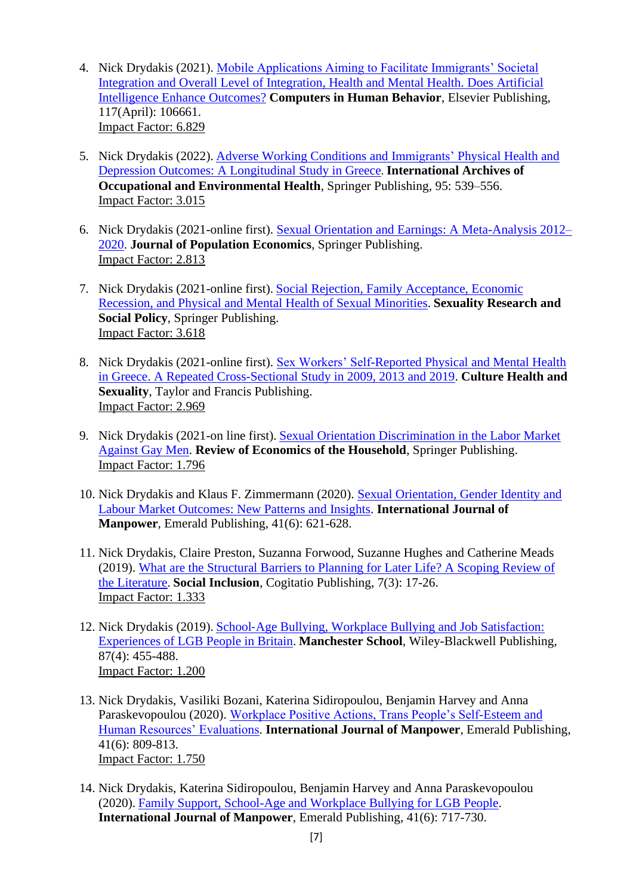4. Nick Drydakis (2021). Mobile Applications Aiming to Facilitate Immigrants' Societal Integration and Overall Level of Integration, Health and Mental Health. Does Artificial Intelligence Enhance Outcomes? **Computers in Human Behavior**, Elsevier Publishing, 117(April): 106661.
   Impact Factor: 6.829

5. Nick Drydakis (2022). Adverse Working Conditions and Immigrants' Physical Health and Depression Outcomes: A Longitudinal Study in Greece. **International Archives of Occupational and Environmental Health**, Springer Publishing, 95: 539–556.
   Impact Factor: 3.015

6. Nick Drydakis (2021-online first). Sexual Orientation and Earnings: A Meta-Analysis 2012–2020. **Journal of Population Economics**, Springer Publishing.
   Impact Factor: 2.813

7. Nick Drydakis (2021-online first). Social Rejection, Family Acceptance, Economic Recession, and Physical and Mental Health of Sexual Minorities. **Sexuality Research and Social Policy**, Springer Publishing.
   Impact Factor: 3.618

8. Nick Drydakis (2021-online first). Sex Workers' Self-Reported Physical and Mental Health in Greece. A Repeated Cross-Sectional Study in 2009, 2013 and 2019. **Culture Health and Sexuality**, Taylor and Francis Publishing.
   Impact Factor: 2.969

9. Nick Drydakis (2021-on line first). Sexual Orientation Discrimination in the Labor Market Against Gay Men. **Review of Economics of the Household**, Springer Publishing.
   Impact Factor: 1.796

10. Nick Drydakis and Klaus F. Zimmermann (2020). Sexual Orientation, Gender Identity and Labour Market Outcomes: New Patterns and Insights. **International Journal of Manpower**, Emerald Publishing, 41(6): 621-628.

11. Nick Drydakis, Claire Preston, Suzanna Forwood, Suzanne Hughes and Catherine Meads (2019). What are the Structural Barriers to Planning for Later Life? A Scoping Review of the Literature. **Social Inclusion**, Cogitatio Publishing, 7(3): 17-26.
    Impact Factor: 1.333

12. Nick Drydakis (2019). School-Age Bullying, Workplace Bullying and Job Satisfaction: Experiences of LGB People in Britain. **Manchester School**, Wiley-Blackwell Publishing, 87(4): 455-488.
    Impact Factor: 1.200

13. Nick Drydakis, Vasiliki Bozani, Katerina Sidiropoulou, Benjamin Harvey and Anna Paraskevopoulou (2020). Workplace Positive Actions, Trans People's Self-Esteem and Human Resources' Evaluations. **International Journal of Manpower**, Emerald Publishing, 41(6): 809-813.
    Impact Factor: 1.750

14. Nick Drydakis, Katerina Sidiropoulou, Benjamin Harvey and Anna Paraskevopoulou (2020). Family Support, School-Age and Workplace Bullying for LGB People. **International Journal of Manpower**, Emerald Publishing, 41(6): 717-730.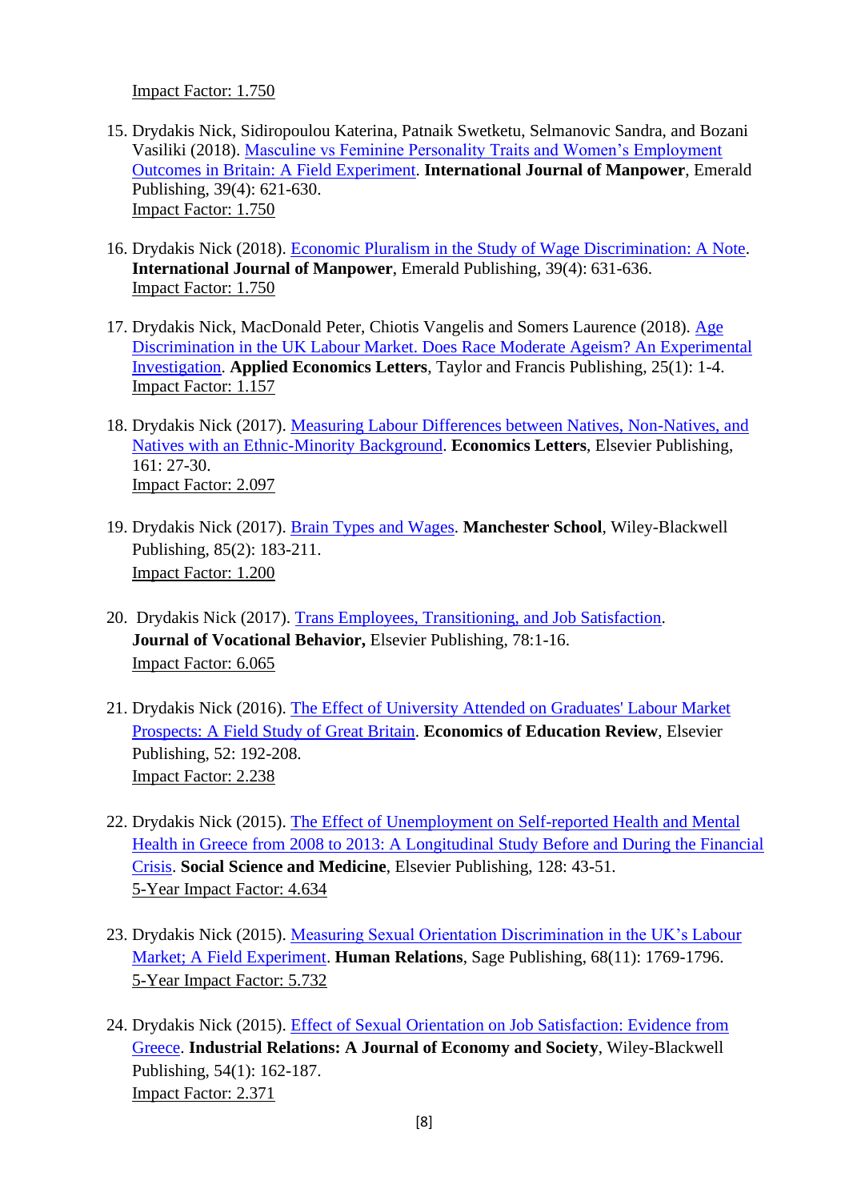Impact Factor: 1.750

15. Drydakis Nick, Sidiropoulou Katerina, Patnaik Swetketu, Selmanovic Sandra, and Bozani Vasiliki (2018). Masculine vs Feminine Personality Traits and Women's Employment Outcomes in Britain: A Field Experiment. **International Journal of Manpower**, Emerald Publishing, 39(4): 621-630.
    Impact Factor: 1.750

16. Drydakis Nick (2018). Economic Pluralism in the Study of Wage Discrimination: A Note. **International Journal of Manpower**, Emerald Publishing, 39(4): 631-636.
    Impact Factor: 1.750

17. Drydakis Nick, MacDonald Peter, Chiotis Vangelis and Somers Laurence (2018). Age Discrimination in the UK Labour Market. Does Race Moderate Ageism? An Experimental Investigation. **Applied Economics Letters**, Taylor and Francis Publishing, 25(1): 1-4.
    Impact Factor: 1.157

18. Drydakis Nick (2017). Measuring Labour Differences between Natives, Non-Natives, and Natives with an Ethnic-Minority Background. **Economics Letters**, Elsevier Publishing, 161: 27-30.
    Impact Factor: 2.097

19. Drydakis Nick (2017). Brain Types and Wages. **Manchester School**, Wiley-Blackwell Publishing, 85(2): 183-211.
    Impact Factor: 1.200

20. Drydakis Nick (2017). Trans Employees, Transitioning, and Job Satisfaction. **Journal of Vocational Behavior,** Elsevier Publishing, 78:1-16.
    Impact Factor: 6.065

21. Drydakis Nick (2016). The Effect of University Attended on Graduates' Labour Market Prospects: A Field Study of Great Britain. **Economics of Education Review**, Elsevier Publishing, 52: 192-208.
    Impact Factor: 2.238

22. Drydakis Nick (2015). The Effect of Unemployment on Self-reported Health and Mental Health in Greece from 2008 to 2013: A Longitudinal Study Before and During the Financial Crisis. **Social Science and Medicine**, Elsevier Publishing, 128: 43-51.
    5-Year Impact Factor: 4.634

23. Drydakis Nick (2015). Measuring Sexual Orientation Discrimination in the UK's Labour Market; A Field Experiment. **Human Relations**, Sage Publishing, 68(11): 1769-1796.
    5-Year Impact Factor: 5.732

24. Drydakis Nick (2015). Effect of Sexual Orientation on Job Satisfaction: Evidence from Greece. **Industrial Relations: A Journal of Economy and Society**, Wiley-Blackwell Publishing, 54(1): 162-187.
    Impact Factor: 2.371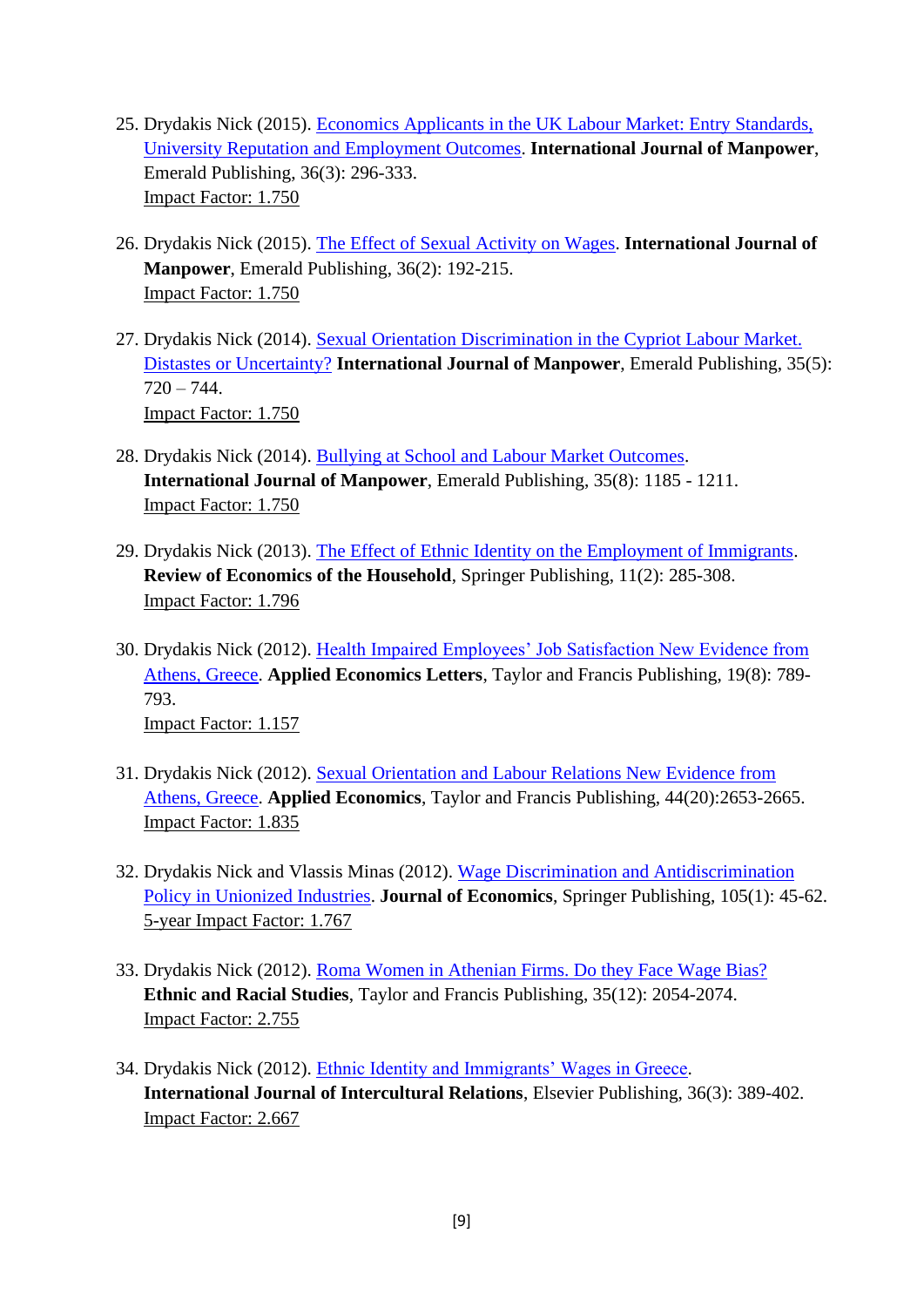25. Drydakis Nick (2015). Economics Applicants in the UK Labour Market: Entry Standards, University Reputation and Employment Outcomes. **International Journal of Manpower**, Emerald Publishing, 36(3): 296-333.
    Impact Factor: 1.750

26. Drydakis Nick (2015). The Effect of Sexual Activity on Wages. **International Journal of Manpower**, Emerald Publishing, 36(2): 192-215.
    Impact Factor: 1.750

27. Drydakis Nick (2014). Sexual Orientation Discrimination in the Cypriot Labour Market. Distastes or Uncertainty? **International Journal of Manpower**, Emerald Publishing, 35(5): 720 – 744.
    Impact Factor: 1.750

28. Drydakis Nick (2014). Bullying at School and Labour Market Outcomes. **International Journal of Manpower**, Emerald Publishing, 35(8): 1185 - 1211.
    Impact Factor: 1.750

29. Drydakis Nick (2013). The Effect of Ethnic Identity on the Employment of Immigrants. **Review of Economics of the Household**, Springer Publishing, 11(2): 285-308.
    Impact Factor: 1.796

30. Drydakis Nick (2012). Health Impaired Employees' Job Satisfaction New Evidence from Athens, Greece. **Applied Economics Letters**, Taylor and Francis Publishing, 19(8): 789-793.
    Impact Factor: 1.157

31. Drydakis Nick (2012). Sexual Orientation and Labour Relations New Evidence from Athens, Greece. **Applied Economics**, Taylor and Francis Publishing, 44(20):2653-2665.
    Impact Factor: 1.835

32. Drydakis Nick and Vlassis Minas (2012). Wage Discrimination and Antidiscrimination Policy in Unionized Industries. **Journal of Economics**, Springer Publishing, 105(1): 45-62.
    5-year Impact Factor: 1.767

33. Drydakis Nick (2012). Roma Women in Athenian Firms. Do they Face Wage Bias? **Ethnic and Racial Studies**, Taylor and Francis Publishing, 35(12): 2054-2074.
    Impact Factor: 2.755

34. Drydakis Nick (2012). Ethnic Identity and Immigrants' Wages in Greece. **International Journal of Intercultural Relations**, Elsevier Publishing, 36(3): 389-402.
    Impact Factor: 2.667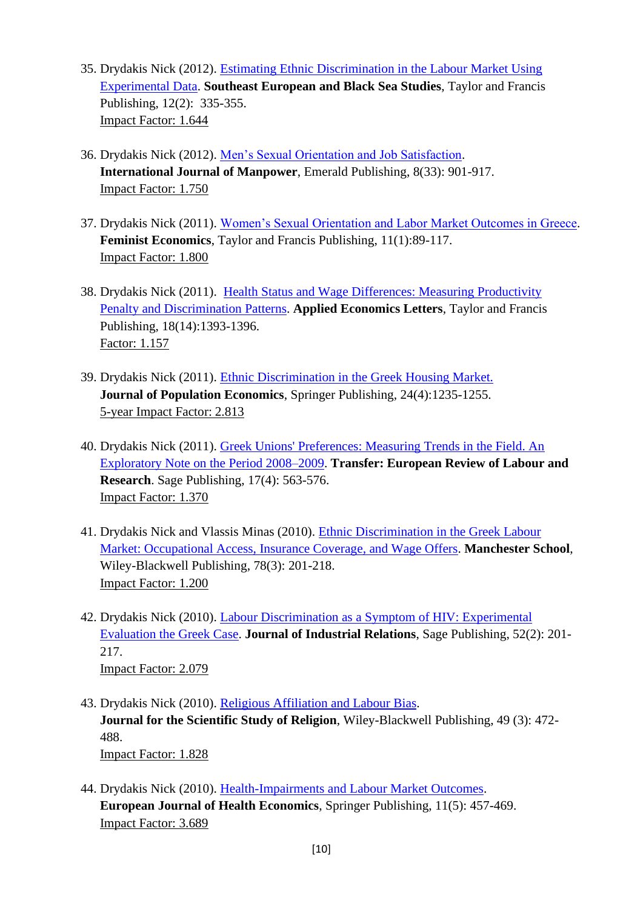35. Drydakis Nick (2012). [Estimating Ethnic Discrimination in the Labour Market Using Experimental Data]. **Southeast European and Black Sea Studies**, Taylor and Francis Publishing, 12(2): 335-355.
    Impact Factor: 1.644

36. Drydakis Nick (2012). [Men's Sexual Orientation and Job Satisfaction]. **International Journal of Manpower**, Emerald Publishing, 8(33): 901-917.
    Impact Factor: 1.750

37. Drydakis Nick (2011). [Women's Sexual Orientation and Labor Market Outcomes in Greece]. **Feminist Economics**, Taylor and Francis Publishing, 11(1):89-117.
    Impact Factor: 1.800

38. Drydakis Nick (2011). [Health Status and Wage Differences: Measuring Productivity Penalty and Discrimination Patterns]. **Applied Economics Letters**, Taylor and Francis Publishing, 18(14):1393-1396.
    Factor: 1.157

39. Drydakis Nick (2011). [Ethnic Discrimination in the Greek Housing Market.] **Journal of Population Economics**, Springer Publishing, 24(4):1235-1255.
    5-year Impact Factor: 2.813

40. Drydakis Nick (2011). [Greek Unions' Preferences: Measuring Trends in the Field. An Exploratory Note on the Period 2008–2009]. **Transfer: European Review of Labour and Research**. Sage Publishing, 17(4): 563-576.
    Impact Factor: 1.370

41. Drydakis Nick and Vlassis Minas (2010). [Ethnic Discrimination in the Greek Labour Market: Occupational Access, Insurance Coverage, and Wage Offers]. **Manchester School**, Wiley-Blackwell Publishing, 78(3): 201-218.
    Impact Factor: 1.200

42. Drydakis Nick (2010). [Labour Discrimination as a Symptom of HIV: Experimental Evaluation the Greek Case]. **Journal of Industrial Relations**, Sage Publishing, 52(2): 201-217.
    Impact Factor: 2.079

43. Drydakis Nick (2010). [Religious Affiliation and Labour Bias]. **Journal for the Scientific Study of Religion**, Wiley-Blackwell Publishing, 49 (3): 472-488.
    Impact Factor: 1.828

44. Drydakis Nick (2010). [Health-Impairments and Labour Market Outcomes]. **European Journal of Health Economics**, Springer Publishing, 11(5): 457-469.
    Impact Factor: 3.689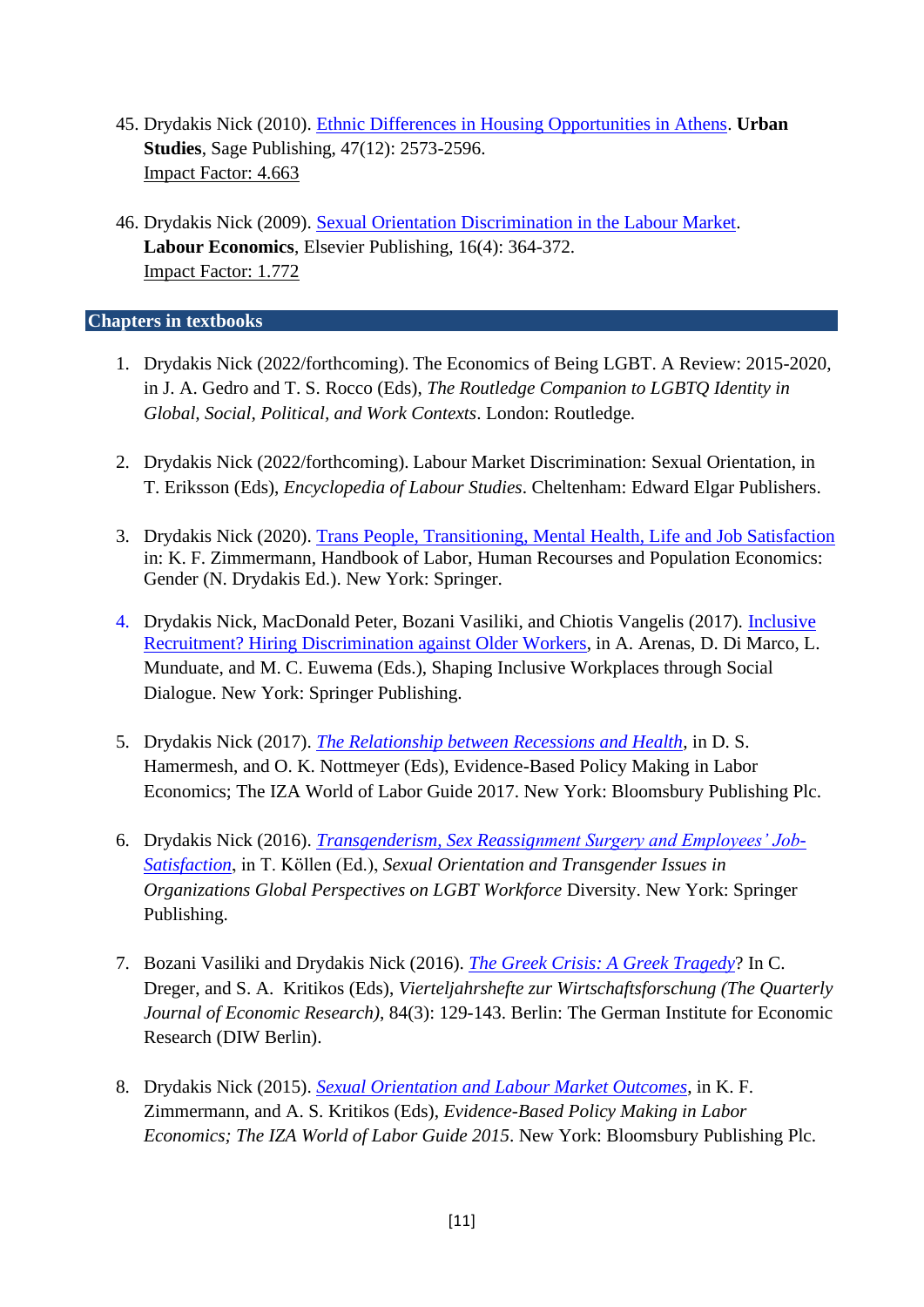45. Drydakis Nick (2010). Ethnic Differences in Housing Opportunities in Athens. **Urban Studies**, Sage Publishing, 47(12): 2573-2596.  
Impact Factor: 4.663

46. Drydakis Nick (2009). Sexual Orientation Discrimination in the Labour Market. **Labour Economics**, Elsevier Publishing, 16(4): 364-372.  
Impact Factor: 1.772

## Chapters in textbooks

1. Drydakis Nick (2022/forthcoming). The Economics of Being LGBT. A Review: 2015-2020, in J. A. Gedro and T. S. Rocco (Eds), *The Routledge Companion to LGBTQ Identity in Global, Social, Political, and Work Contexts*. London: Routledge.

2. Drydakis Nick (2022/forthcoming). Labour Market Discrimination: Sexual Orientation, in T. Eriksson (Eds), *Encyclopedia of Labour Studies*. Cheltenham: Edward Elgar Publishers.

3. Drydakis Nick (2020). Trans People, Transitioning, Mental Health, Life and Job Satisfaction in: K. F. Zimmermann, Handbook of Labor, Human Recourses and Population Economics: Gender (N. Drydakis Ed.). New York: Springer.

4. Drydakis Nick, MacDonald Peter, Bozani Vasiliki, and Chiotis Vangelis (2017). Inclusive Recruitment? Hiring Discrimination against Older Workers, in A. Arenas, D. Di Marco, L. Munduate, and M. C. Euwema (Eds.), Shaping Inclusive Workplaces through Social Dialogue. New York: Springer Publishing.

5. Drydakis Nick (2017). *The Relationship between Recessions and Health*, in D. S. Hamermesh, and O. K. Nottmeyer (Eds), Evidence-Based Policy Making in Labor Economics; The IZA World of Labor Guide 2017. New York: Bloomsbury Publishing Plc.

6. Drydakis Nick (2016). *Transgenderism, Sex Reassignment Surgery and Employees' Job-Satisfaction*, in T. Köllen (Ed.), *Sexual Orientation and Transgender Issues in Organizations Global Perspectives on LGBT Workforce* Diversity. New York: Springer Publishing.

7. Bozani Vasiliki and Drydakis Nick (2016). *The Greek Crisis: A Greek Tragedy*? In C. Dreger, and S. A. Kritikos (Eds), *Vierteljahrshefte zur Wirtschaftsforschung (The Quarterly Journal of Economic Research)*, 84(3): 129-143. Berlin: The German Institute for Economic Research (DIW Berlin).

8. Drydakis Nick (2015). *Sexual Orientation and Labour Market Outcomes*, in K. F. Zimmermann, and A. S. Kritikos (Eds), *Evidence-Based Policy Making in Labor Economics; The IZA World of Labor Guide 2015*. New York: Bloomsbury Publishing Plc.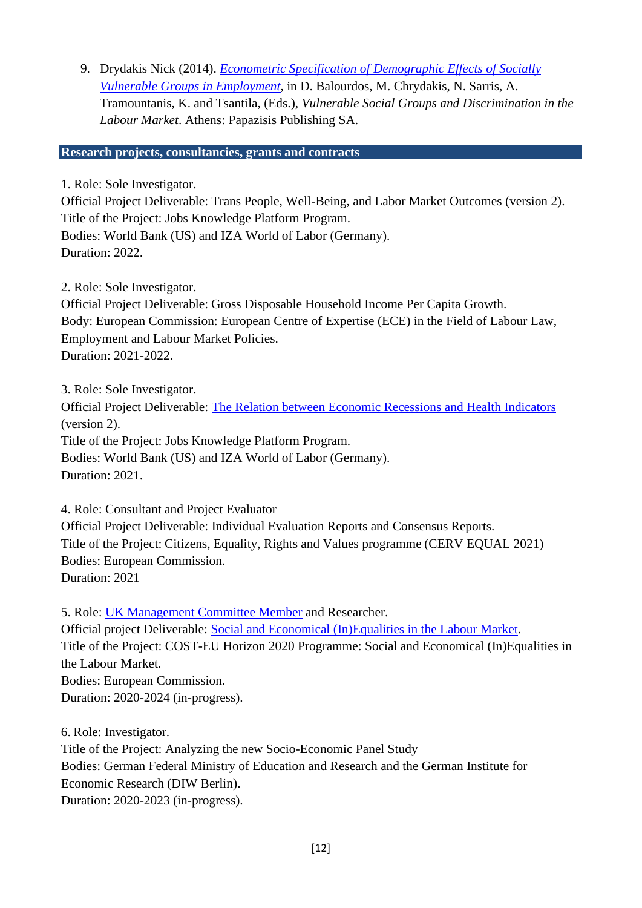9. Drydakis Nick (2014). *Econometric Specification of Demographic Effects of Socially Vulnerable Groups in Employment*, in D. Balourdos, M. Chrydakis, N. Sarris, A. Tramountanis, K. and Tsantila, (Eds.), *Vulnerable Social Groups and Discrimination in the Labour Market*. Athens: Papazisis Publishing SA.

## Research projects, consultancies, grants and contracts

1. Role: Sole Investigator.
Official Project Deliverable: Trans People, Well-Being, and Labor Market Outcomes (version 2).
Title of the Project: Jobs Knowledge Platform Program.
Bodies: World Bank (US) and IZA World of Labor (Germany).
Duration: 2022.

2. Role: Sole Investigator.
Official Project Deliverable: Gross Disposable Household Income Per Capita Growth.
Body: European Commission: European Centre of Expertise (ECE) in the Field of Labour Law, Employment and Labour Market Policies.
Duration: 2021-2022.

3. Role: Sole Investigator.
Official Project Deliverable: The Relation between Economic Recessions and Health Indicators (version 2).
Title of the Project: Jobs Knowledge Platform Program.
Bodies: World Bank (US) and IZA World of Labor (Germany).
Duration: 2021.

4. Role: Consultant and Project Evaluator
Official Project Deliverable: Individual Evaluation Reports and Consensus Reports.
Title of the Project: Citizens, Equality, Rights and Values programme (CERV EQUAL 2021)
Bodies: European Commission.
Duration: 2021

5. Role: UK Management Committee Member and Researcher.
Official project Deliverable: Social and Economical (In)Equalities in the Labour Market.
Title of the Project: COST-EU Horizon 2020 Programme: Social and Economical (In)Equalities in the Labour Market.
Bodies: European Commission.
Duration: 2020-2024 (in-progress).

6. Role: Investigator.
Title of the Project: Analyzing the new Socio-Economic Panel Study
Bodies: German Federal Ministry of Education and Research and the German Institute for Economic Research (DIW Berlin).
Duration: 2020-2023 (in-progress).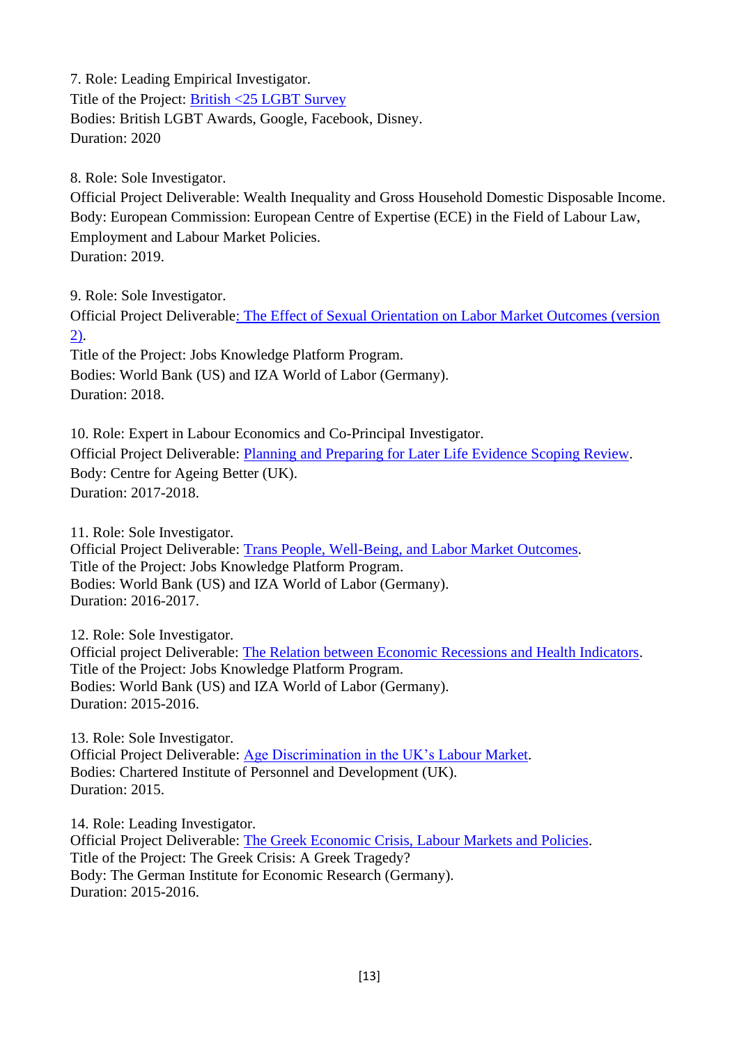7. Role: Leading Empirical Investigator.
Title of the Project: British <25 LGBT Survey
Bodies: British LGBT Awards, Google, Facebook, Disney.
Duration: 2020

8. Role: Sole Investigator.
Official Project Deliverable: Wealth Inequality and Gross Household Domestic Disposable Income.
Body: European Commission: European Centre of Expertise (ECE) in the Field of Labour Law, Employment and Labour Market Policies.
Duration: 2019.

9. Role: Sole Investigator.
Official Project Deliverable: The Effect of Sexual Orientation on Labor Market Outcomes (version 2).
Title of the Project: Jobs Knowledge Platform Program.
Bodies: World Bank (US) and IZA World of Labor (Germany).
Duration: 2018.

10. Role: Expert in Labour Economics and Co-Principal Investigator.
Official Project Deliverable: Planning and Preparing for Later Life Evidence Scoping Review.
Body: Centre for Ageing Better (UK).
Duration: 2017-2018.

11. Role: Sole Investigator.
Official Project Deliverable: Trans People, Well-Being, and Labor Market Outcomes.
Title of the Project: Jobs Knowledge Platform Program.
Bodies: World Bank (US) and IZA World of Labor (Germany).
Duration: 2016-2017.

12. Role: Sole Investigator.
Official project Deliverable: The Relation between Economic Recessions and Health Indicators.
Title of the Project: Jobs Knowledge Platform Program.
Bodies: World Bank (US) and IZA World of Labor (Germany).
Duration: 2015-2016.

13. Role: Sole Investigator.
Official Project Deliverable: Age Discrimination in the UK's Labour Market.
Bodies: Chartered Institute of Personnel and Development (UK).
Duration: 2015.

14. Role: Leading Investigator.
Official Project Deliverable: The Greek Economic Crisis, Labour Markets and Policies.
Title of the Project: The Greek Crisis: A Greek Tragedy?
Body: The German Institute for Economic Research (Germany).
Duration: 2015-2016.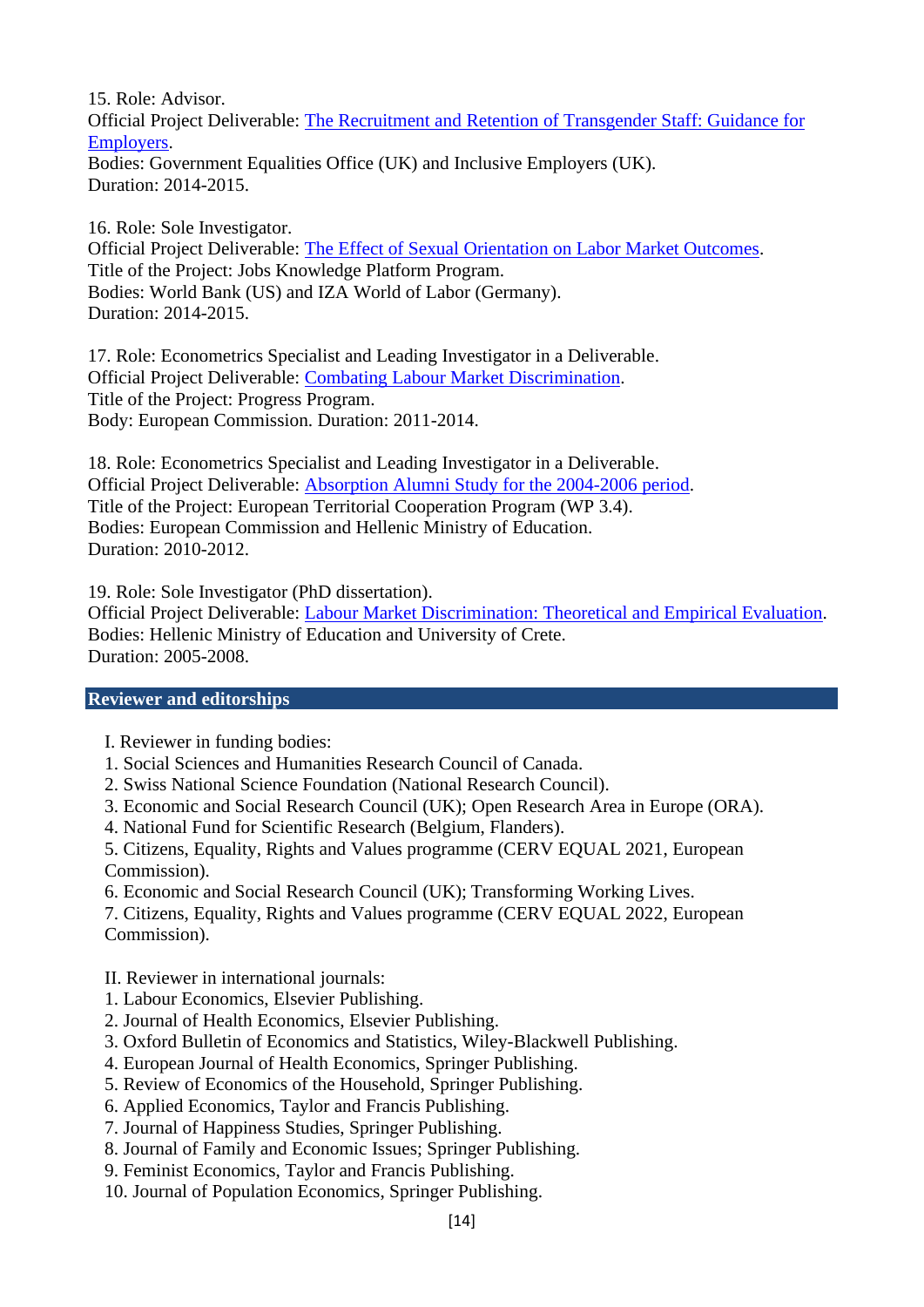15. Role: Advisor.
Official Project Deliverable: The Recruitment and Retention of Transgender Staff: Guidance for Employers.
Bodies: Government Equalities Office (UK) and Inclusive Employers (UK).
Duration: 2014-2015.

16. Role: Sole Investigator.
Official Project Deliverable: The Effect of Sexual Orientation on Labor Market Outcomes.
Title of the Project: Jobs Knowledge Platform Program.
Bodies: World Bank (US) and IZA World of Labor (Germany).
Duration: 2014-2015.

17. Role: Econometrics Specialist and Leading Investigator in a Deliverable.
Official Project Deliverable: Combating Labour Market Discrimination.
Title of the Project: Progress Program.
Body: European Commission. Duration: 2011-2014.

18. Role: Econometrics Specialist and Leading Investigator in a Deliverable.
Official Project Deliverable: Absorption Alumni Study for the 2004-2006 period.
Title of the Project: European Territorial Cooperation Program (WP 3.4).
Bodies: European Commission and Hellenic Ministry of Education.
Duration: 2010-2012.

19. Role: Sole Investigator (PhD dissertation).
Official Project Deliverable: Labour Market Discrimination: Theoretical and Empirical Evaluation.
Bodies: Hellenic Ministry of Education and University of Crete.
Duration: 2005-2008.

## Reviewer and editorships

I. Reviewer in funding bodies:
1. Social Sciences and Humanities Research Council of Canada.
2. Swiss National Science Foundation (National Research Council).
3. Economic and Social Research Council (UK); Open Research Area in Europe (ORA).
4. National Fund for Scientific Research (Belgium, Flanders).
5. Citizens, Equality, Rights and Values programme (CERV EQUAL 2021, European Commission).
6. Economic and Social Research Council (UK); Transforming Working Lives.
7. Citizens, Equality, Rights and Values programme (CERV EQUAL 2022, European Commission).

II. Reviewer in international journals:
1. Labour Economics, Elsevier Publishing.
2. Journal of Health Economics, Elsevier Publishing.
3. Oxford Bulletin of Economics and Statistics, Wiley-Blackwell Publishing.
4. European Journal of Health Economics, Springer Publishing.
5. Review of Economics of the Household, Springer Publishing.
6. Applied Economics, Taylor and Francis Publishing.
7. Journal of Happiness Studies, Springer Publishing.
8. Journal of Family and Economic Issues; Springer Publishing.
9. Feminist Economics, Taylor and Francis Publishing.
10. Journal of Population Economics, Springer Publishing.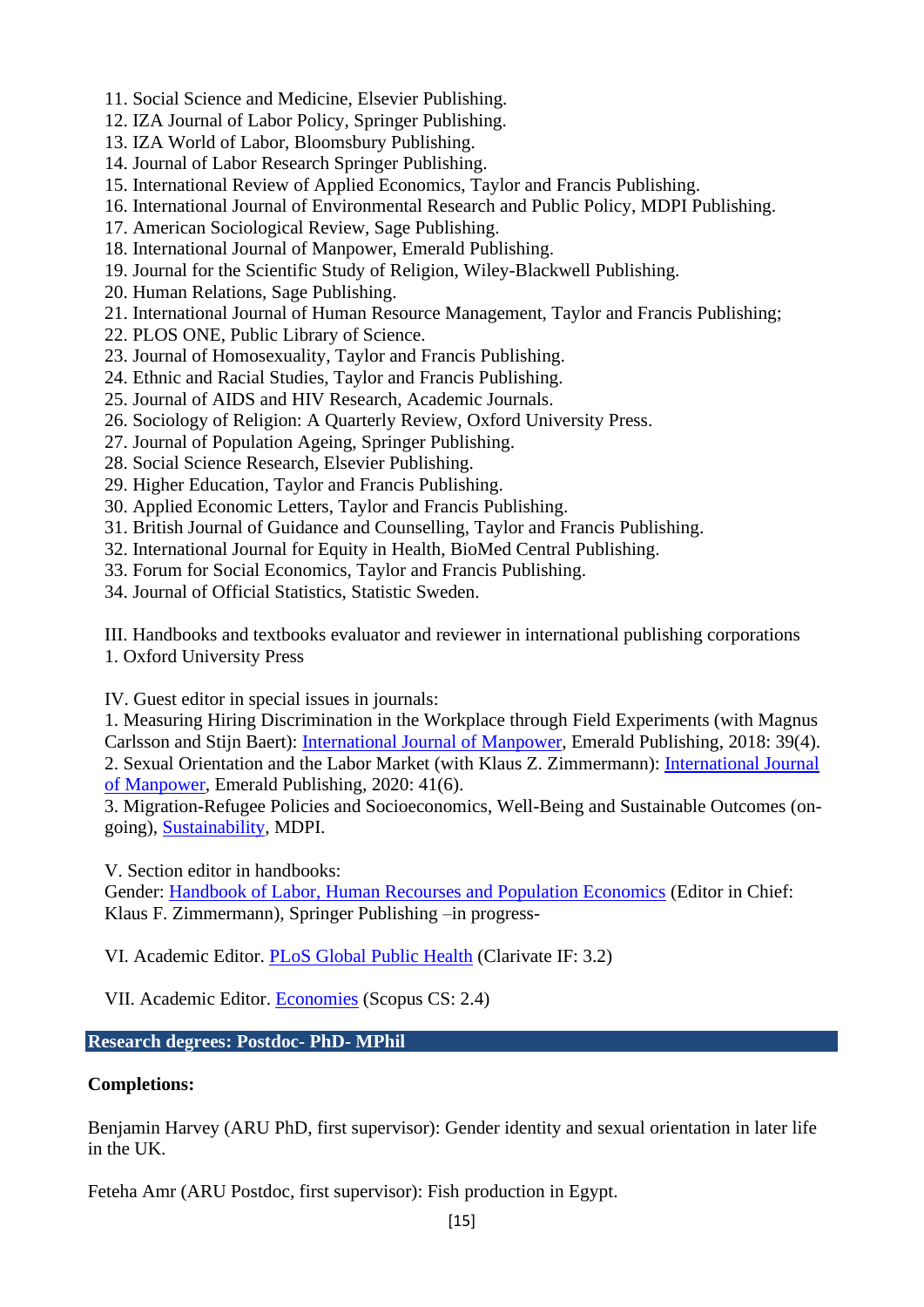11. Social Science and Medicine, Elsevier Publishing.
12. IZA Journal of Labor Policy, Springer Publishing.
13. IZA World of Labor, Bloomsbury Publishing.
14. Journal of Labor Research Springer Publishing.
15. International Review of Applied Economics, Taylor and Francis Publishing.
16. International Journal of Environmental Research and Public Policy, MDPI Publishing.
17. American Sociological Review, Sage Publishing.
18. International Journal of Manpower, Emerald Publishing.
19. Journal for the Scientific Study of Religion, Wiley-Blackwell Publishing.
20. Human Relations, Sage Publishing.
21. International Journal of Human Resource Management, Taylor and Francis Publishing;
22. PLOS ONE, Public Library of Science.
23. Journal of Homosexuality, Taylor and Francis Publishing.
24. Ethnic and Racial Studies, Taylor and Francis Publishing.
25. Journal of AIDS and HIV Research, Academic Journals.
26. Sociology of Religion: A Quarterly Review, Oxford University Press.
27. Journal of Population Ageing, Springer Publishing.
28. Social Science Research, Elsevier Publishing.
29. Higher Education, Taylor and Francis Publishing.
30. Applied Economic Letters, Taylor and Francis Publishing.
31. British Journal of Guidance and Counselling, Taylor and Francis Publishing.
32. International Journal for Equity in Health, BioMed Central Publishing.
33. Forum for Social Economics, Taylor and Francis Publishing.
34. Journal of Official Statistics, Statistic Sweden.

III. Handbooks and textbooks evaluator and reviewer in international publishing corporations
1. Oxford University Press

IV. Guest editor in special issues in journals:
1. Measuring Hiring Discrimination in the Workplace through Field Experiments (with Magnus Carlsson and Stijn Baert): International Journal of Manpower, Emerald Publishing, 2018: 39(4).
2. Sexual Orientation and the Labor Market (with Klaus Z. Zimmermann): International Journal of Manpower, Emerald Publishing, 2020: 41(6).
3. Migration-Refugee Policies and Socioeconomics, Well-Being and Sustainable Outcomes (on-going), Sustainability, MDPI.

V. Section editor in handbooks:
Gender: Handbook of Labor, Human Recourses and Population Economics (Editor in Chief: Klaus F. Zimmermann), Springer Publishing –in progress-

VI. Academic Editor. PLoS Global Public Health (Clarivate IF: 3.2)

VII. Academic Editor. Economies (Scopus CS: 2.4)

## Research degrees: Postdoc- PhD- MPhil

**Completions:**

Benjamin Harvey (ARU PhD, first supervisor): Gender identity and sexual orientation in later life in the UK.

Feteha Amr (ARU Postdoc, first supervisor): Fish production in Egypt.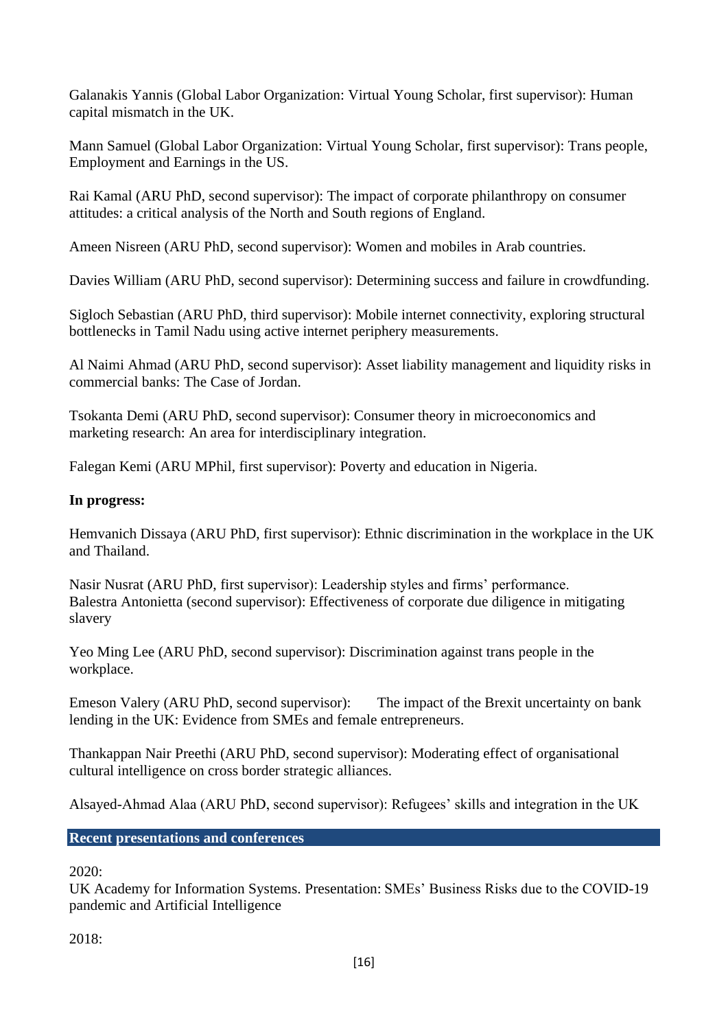Galanakis Yannis (Global Labor Organization: Virtual Young Scholar, first supervisor): Human capital mismatch in the UK.

Mann Samuel (Global Labor Organization: Virtual Young Scholar, first supervisor): Trans people, Employment and Earnings in the US.

Rai Kamal (ARU PhD, second supervisor): The impact of corporate philanthropy on consumer attitudes: a critical analysis of the North and South regions of England.

Ameen Nisreen (ARU PhD, second supervisor): Women and mobiles in Arab countries.

Davies William (ARU PhD, second supervisor): Determining success and failure in crowdfunding.

Sigloch Sebastian (ARU PhD, third supervisor): Mobile internet connectivity, exploring structural bottlenecks in Tamil Nadu using active internet periphery measurements.

Al Naimi Ahmad (ARU PhD, second supervisor): Asset liability management and liquidity risks in commercial banks: The Case of Jordan.

Tsokanta Demi (ARU PhD, second supervisor): Consumer theory in microeconomics and marketing research: An area for interdisciplinary integration.

Falegan Kemi (ARU MPhil, first supervisor): Poverty and education in Nigeria.

**In progress:**

Hemvanich Dissaya (ARU PhD, first supervisor): Ethnic discrimination in the workplace in the UK and Thailand.

Nasir Nusrat (ARU PhD, first supervisor): Leadership styles and firms' performance.
Balestra Antonietta (second supervisor): Effectiveness of corporate due diligence in mitigating slavery

Yeo Ming Lee (ARU PhD, second supervisor): Discrimination against trans people in the workplace.

Emeson Valery (ARU PhD, second supervisor): The impact of the Brexit uncertainty on bank lending in the UK: Evidence from SMEs and female entrepreneurs.

Thankappan Nair Preethi (ARU PhD, second supervisor): Moderating effect of organisational cultural intelligence on cross border strategic alliances.

Alsayed-Ahmad Alaa (ARU PhD, second supervisor): Refugees' skills and integration in the UK

## Recent presentations and conferences

2020:
UK Academy for Information Systems. Presentation: SMEs' Business Risks due to the COVID-19 pandemic and Artificial Intelligence

2018: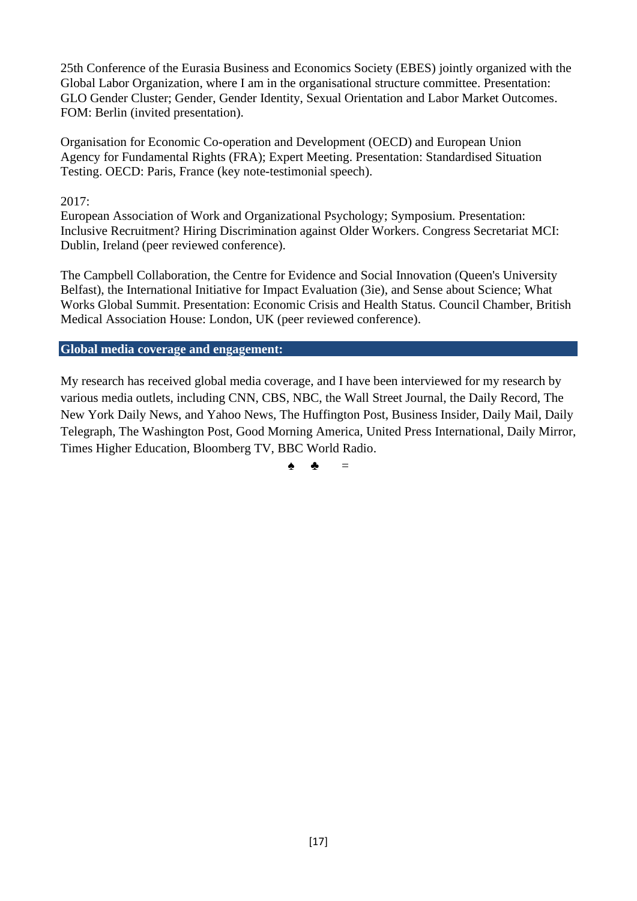25th Conference of the Eurasia Business and Economics Society (EBES) jointly organized with the Global Labor Organization, where I am in the organisational structure committee. Presentation: GLO Gender Cluster; Gender, Gender Identity, Sexual Orientation and Labor Market Outcomes. FOM: Berlin (invited presentation).

Organisation for Economic Co-operation and Development (OECD) and European Union Agency for Fundamental Rights (FRA); Expert Meeting. Presentation: Standardised Situation Testing. OECD: Paris, France (key note-testimonial speech).

2017:
European Association of Work and Organizational Psychology; Symposium. Presentation: Inclusive Recruitment? Hiring Discrimination against Older Workers. Congress Secretariat MCI: Dublin, Ireland (peer reviewed conference).

The Campbell Collaboration, the Centre for Evidence and Social Innovation (Queen's University Belfast), the International Initiative for Impact Evaluation (3ie), and Sense about Science; What Works Global Summit. Presentation: Economic Crisis and Health Status. Council Chamber, British Medical Association House: London, UK (peer reviewed conference).

## Global media coverage and engagement:

My research has received global media coverage, and I have been interviewed for my research by various media outlets, including CNN, CBS, NBC, the Wall Street Journal, the Daily Record, The New York Daily News, and Yahoo News, The Huffington Post, Business Insider, Daily Mail, Daily Telegraph, The Washington Post, Good Morning America, United Press International, Daily Mirror, Times Higher Education, Bloomberg TV, BBC World Radio.

♠ ♣ =